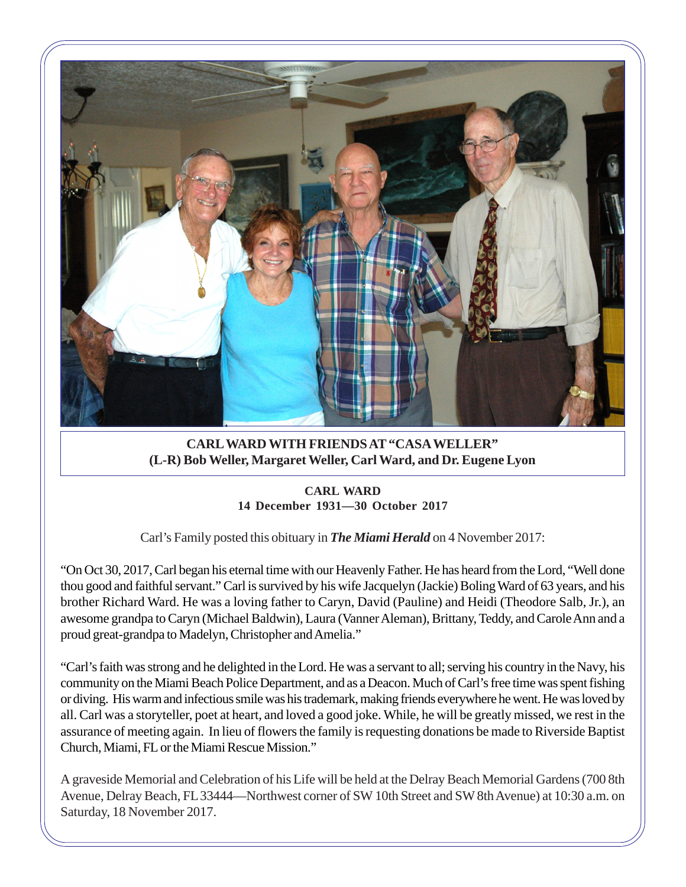**CARL WARD WITH FRIENDS AT "CASA WELLER"**
**(L-R) Bob Weller, Margaret Weller, Carl Ward, and Dr. Eugene Lyon**

**CARL WARD**
**14 December 1931—30 October 2017**

Carl's Family posted this obituary in ***The Miami Herald*** on 4 November 2017:

"On Oct 30, 2017, Carl began his eternal time with our Heavenly Father. He has heard from the Lord, "Well done thou good and faithful servant." Carl is survived by his wife Jacquelyn (Jackie) Boling Ward of 63 years, and his brother Richard Ward. He was a loving father to Caryn, David (Pauline) and Heidi (Theodore Salb, Jr.), an awesome grandpa to Caryn (Michael Baldwin), Laura (Vanner Aleman), Brittany, Teddy, and Carole Ann and a proud great-grandpa to Madelyn, Christopher and Amelia."

"Carl's faith was strong and he delighted in the Lord. He was a servant to all; serving his country in the Navy, his community on the Miami Beach Police Department, and as a Deacon. Much of Carl's free time was spent fishing or diving. His warm and infectious smile was his trademark, making friends everywhere he went. He was loved by all. Carl was a storyteller, poet at heart, and loved a good joke. While, he will be greatly missed, we rest in the assurance of meeting again. In lieu of flowers the family is requesting donations be made to Riverside Baptist Church, Miami, FL or the Miami Rescue Mission."

A graveside Memorial and Celebration of his Life will be held at the Delray Beach Memorial Gardens (700 8th Avenue, Delray Beach, FL 33444—Northwest corner of SW 10th Street and SW 8th Avenue) at 10:30 a.m. on Saturday, 18 November 2017.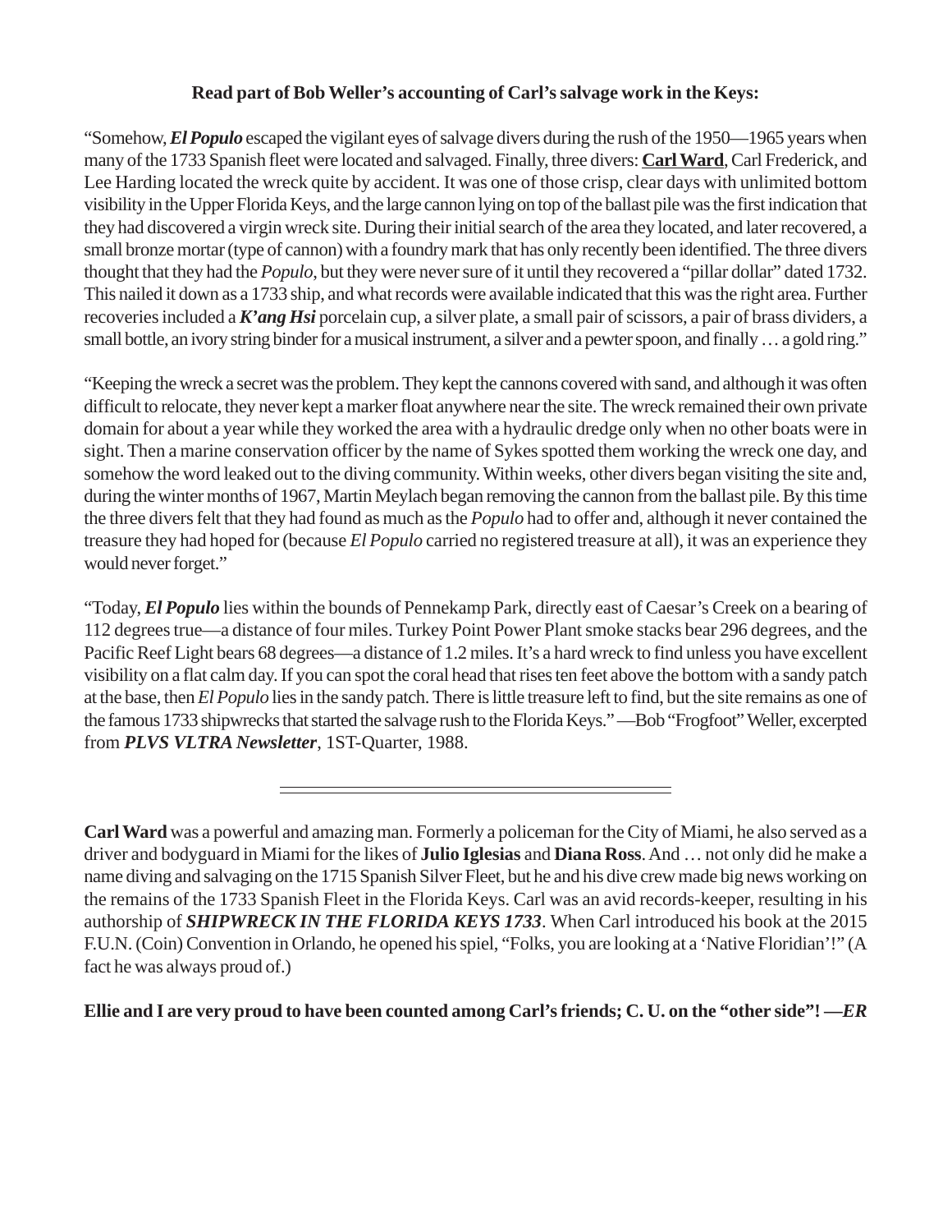**Read part of Bob Weller's accounting of Carl's salvage work in the Keys:**

"Somehow, ***El Populo*** escaped the vigilant eyes of salvage divers during the rush of the 1950—1965 years when many of the 1733 Spanish fleet were located and salvaged. Finally, three divers: **Carl Ward**, Carl Frederick, and Lee Harding located the wreck quite by accident. It was one of those crisp, clear days with unlimited bottom visibility in the Upper Florida Keys, and the large cannon lying on top of the ballast pile was the first indication that they had discovered a virgin wreck site. During their initial search of the area they located, and later recovered, a small bronze mortar (type of cannon) with a foundry mark that has only recently been identified. The three divers thought that they had the *Populo*, but they were never sure of it until they recovered a "pillar dollar" dated 1732. This nailed it down as a 1733 ship, and what records were available indicated that this was the right area. Further recoveries included a ***K'ang Hsi*** porcelain cup, a silver plate, a small pair of scissors, a pair of brass dividers, a small bottle, an ivory string binder for a musical instrument, a silver and a pewter spoon, and finally … a gold ring."

"Keeping the wreck a secret was the problem. They kept the cannons covered with sand, and although it was often difficult to relocate, they never kept a marker float anywhere near the site. The wreck remained their own private domain for about a year while they worked the area with a hydraulic dredge only when no other boats were in sight. Then a marine conservation officer by the name of Sykes spotted them working the wreck one day, and somehow the word leaked out to the diving community. Within weeks, other divers began visiting the site and, during the winter months of 1967, Martin Meylach began removing the cannon from the ballast pile. By this time the three divers felt that they had found as much as the *Populo* had to offer and, although it never contained the treasure they had hoped for (because *El Populo* carried no registered treasure at all), it was an experience they would never forget."

"Today, ***El Populo*** lies within the bounds of Pennekamp Park, directly east of Caesar's Creek on a bearing of 112 degrees true—a distance of four miles. Turkey Point Power Plant smoke stacks bear 296 degrees, and the Pacific Reef Light bears 68 degrees—a distance of 1.2 miles. It's a hard wreck to find unless you have excellent visibility on a flat calm day. If you can spot the coral head that rises ten feet above the bottom with a sandy patch at the base, then *El Populo* lies in the sandy patch. There is little treasure left to find, but the site remains as one of the famous 1733 shipwrecks that started the salvage rush to the Florida Keys." —Bob "Frogfoot" Weller, excerpted from ***PLVS VLTRA Newsletter***, 1ST-Quarter, 1988.

---

**Carl Ward** was a powerful and amazing man. Formerly a policeman for the City of Miami, he also served as a driver and bodyguard in Miami for the likes of **Julio Iglesias** and **Diana Ross**. And … not only did he make a name diving and salvaging on the 1715 Spanish Silver Fleet, but he and his dive crew made big news working on the remains of the 1733 Spanish Fleet in the Florida Keys. Carl was an avid records-keeper, resulting in his authorship of ***SHIPWRECK IN THE FLORIDA KEYS 1733***. When Carl introduced his book at the 2015 F.U.N. (Coin) Convention in Orlando, he opened his spiel, "Folks, you are looking at a 'Native Floridian'!" (A fact he was always proud of.)

**Ellie and I are very proud to have been counted among Carl's friends; C. U. on the "other side"! —*ER***